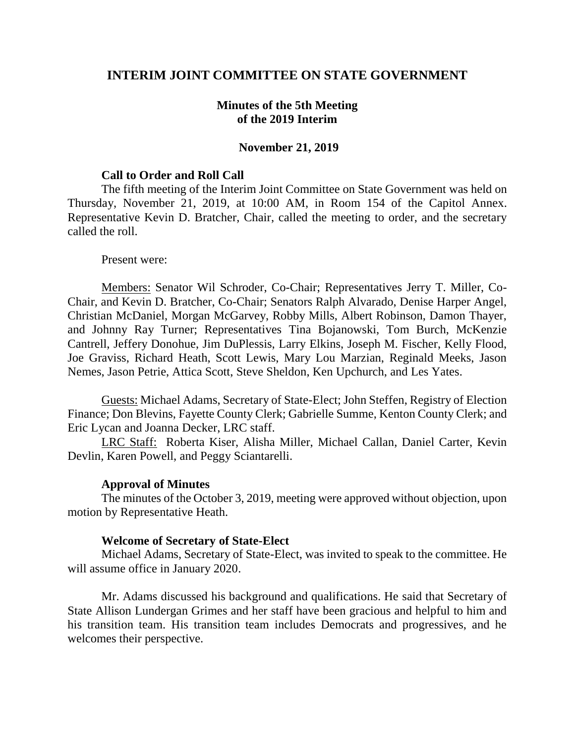# INTERIM JOINT COMMITTEE ON STATE GOVERNMENT

## Minutes of the 5th Meeting of the 2019 Interim

### November 21, 2019

**Call to Order and Roll Call**

The fifth meeting of the Interim Joint Committee on State Government was held on Thursday, November 21, 2019, at 10:00 AM, in Room 154 of the Capitol Annex. Representative Kevin D. Bratcher, Chair, called the meeting to order, and the secretary called the roll.

Present were:

Members: Senator Wil Schroder, Co-Chair; Representatives Jerry T. Miller, Co-Chair, and Kevin D. Bratcher, Co-Chair; Senators Ralph Alvarado, Denise Harper Angel, Christian McDaniel, Morgan McGarvey, Robby Mills, Albert Robinson, Damon Thayer, and Johnny Ray Turner; Representatives Tina Bojanowski, Tom Burch, McKenzie Cantrell, Jeffery Donohue, Jim DuPlessis, Larry Elkins, Joseph M. Fischer, Kelly Flood, Joe Graviss, Richard Heath, Scott Lewis, Mary Lou Marzian, Reginald Meeks, Jason Nemes, Jason Petrie, Attica Scott, Steve Sheldon, Ken Upchurch, and Les Yates.

Guests: Michael Adams, Secretary of State-Elect; John Steffen, Registry of Election Finance; Don Blevins, Fayette County Clerk; Gabrielle Summe, Kenton County Clerk; and Eric Lycan and Joanna Decker, LRC staff.

LRC Staff: Roberta Kiser, Alisha Miller, Michael Callan, Daniel Carter, Kevin Devlin, Karen Powell, and Peggy Sciantarelli.

**Approval of Minutes**

The minutes of the October 3, 2019, meeting were approved without objection, upon motion by Representative Heath.

**Welcome of Secretary of State-Elect**

Michael Adams, Secretary of State-Elect, was invited to speak to the committee. He will assume office in January 2020.

Mr. Adams discussed his background and qualifications. He said that Secretary of State Allison Lundergan Grimes and her staff have been gracious and helpful to him and his transition team. His transition team includes Democrats and progressives, and he welcomes their perspective.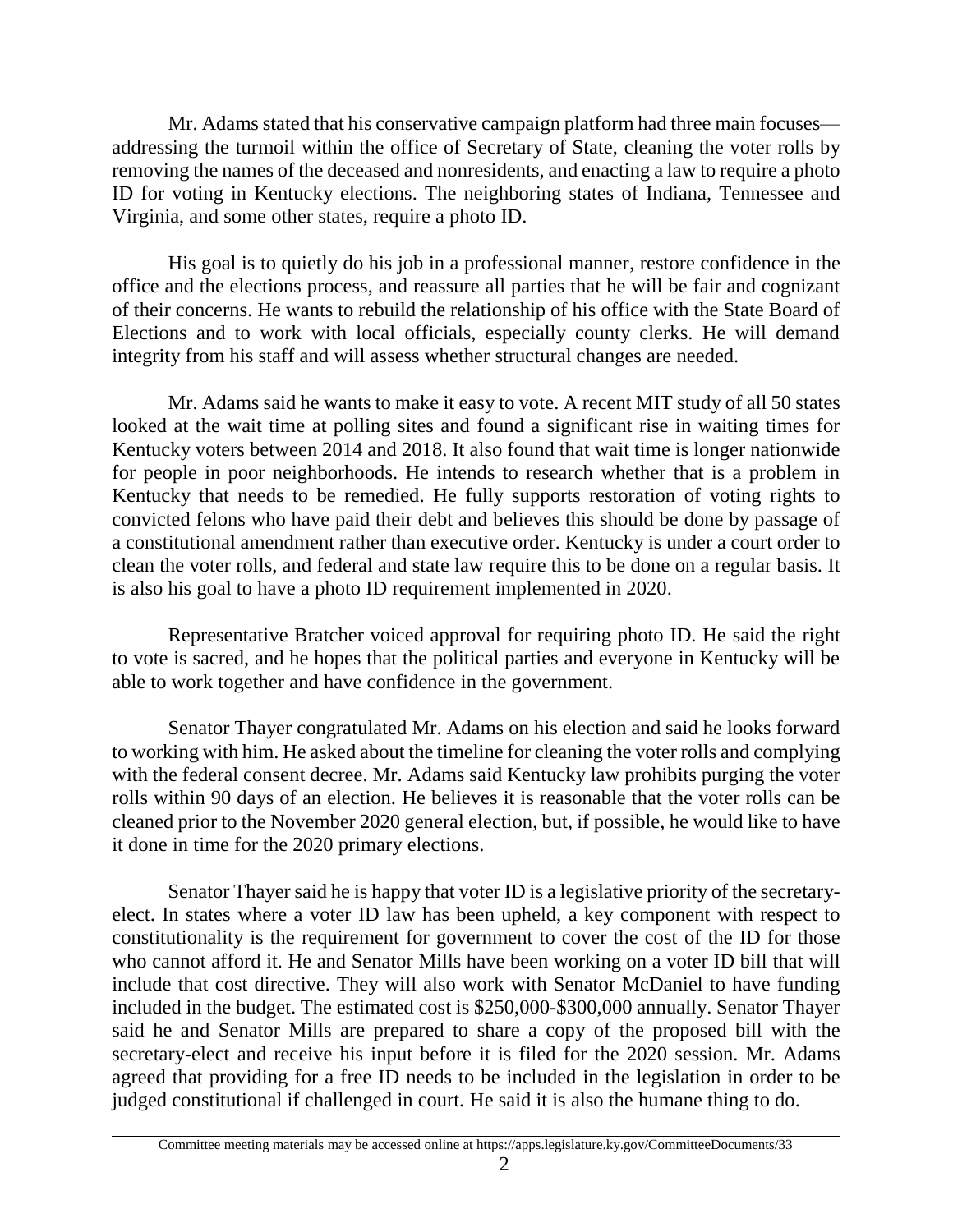Mr. Adams stated that his conservative campaign platform had three main focuses—addressing the turmoil within the office of Secretary of State, cleaning the voter rolls by removing the names of the deceased and nonresidents, and enacting a law to require a photo ID for voting in Kentucky elections. The neighboring states of Indiana, Tennessee and Virginia, and some other states, require a photo ID.

His goal is to quietly do his job in a professional manner, restore confidence in the office and the elections process, and reassure all parties that he will be fair and cognizant of their concerns. He wants to rebuild the relationship of his office with the State Board of Elections and to work with local officials, especially county clerks. He will demand integrity from his staff and will assess whether structural changes are needed.

Mr. Adams said he wants to make it easy to vote. A recent MIT study of all 50 states looked at the wait time at polling sites and found a significant rise in waiting times for Kentucky voters between 2014 and 2018. It also found that wait time is longer nationwide for people in poor neighborhoods. He intends to research whether that is a problem in Kentucky that needs to be remedied. He fully supports restoration of voting rights to convicted felons who have paid their debt and believes this should be done by passage of a constitutional amendment rather than executive order. Kentucky is under a court order to clean the voter rolls, and federal and state law require this to be done on a regular basis. It is also his goal to have a photo ID requirement implemented in 2020.

Representative Bratcher voiced approval for requiring photo ID. He said the right to vote is sacred, and he hopes that the political parties and everyone in Kentucky will be able to work together and have confidence in the government.

Senator Thayer congratulated Mr. Adams on his election and said he looks forward to working with him. He asked about the timeline for cleaning the voter rolls and complying with the federal consent decree. Mr. Adams said Kentucky law prohibits purging the voter rolls within 90 days of an election. He believes it is reasonable that the voter rolls can be cleaned prior to the November 2020 general election, but, if possible, he would like to have it done in time for the 2020 primary elections.

Senator Thayer said he is happy that voter ID is a legislative priority of the secretary-elect. In states where a voter ID law has been upheld, a key component with respect to constitutionality is the requirement for government to cover the cost of the ID for those who cannot afford it. He and Senator Mills have been working on a voter ID bill that will include that cost directive. They will also work with Senator McDaniel to have funding included in the budget. The estimated cost is $250,000-$300,000 annually. Senator Thayer said he and Senator Mills are prepared to share a copy of the proposed bill with the secretary-elect and receive his input before it is filed for the 2020 session. Mr. Adams agreed that providing for a free ID needs to be included in the legislation in order to be judged constitutional if challenged in court. He said it is also the humane thing to do.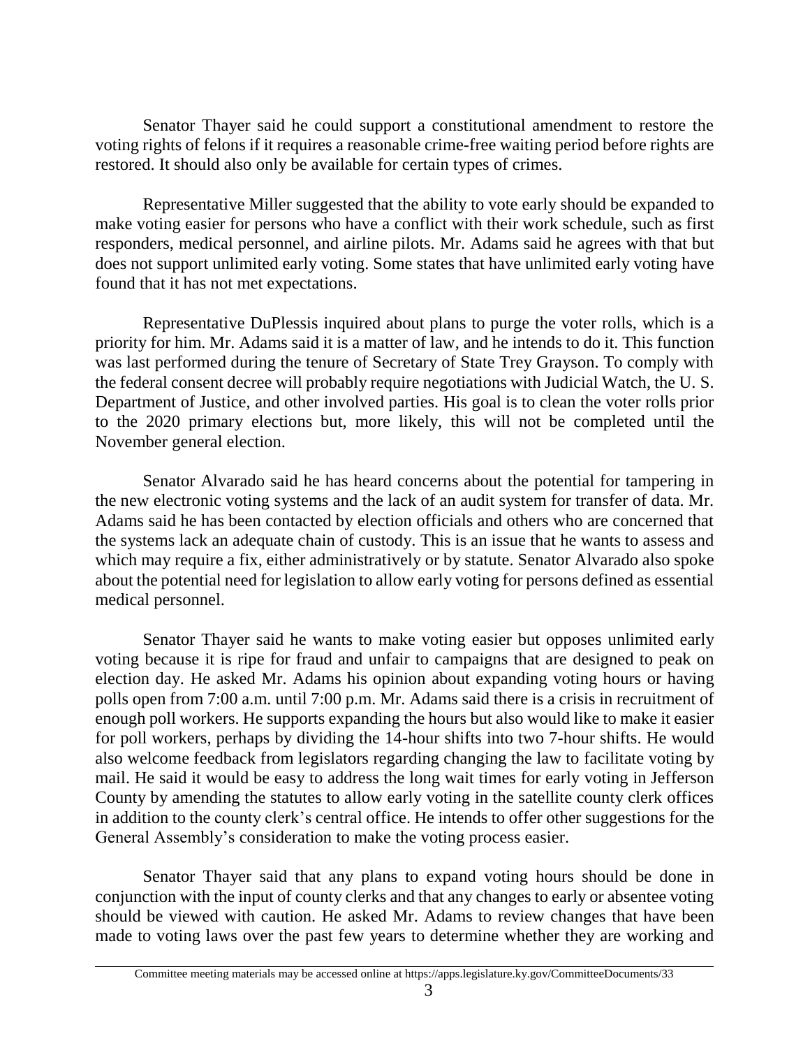Senator Thayer said he could support a constitutional amendment to restore the voting rights of felons if it requires a reasonable crime-free waiting period before rights are restored. It should also only be available for certain types of crimes.

Representative Miller suggested that the ability to vote early should be expanded to make voting easier for persons who have a conflict with their work schedule, such as first responders, medical personnel, and airline pilots. Mr. Adams said he agrees with that but does not support unlimited early voting. Some states that have unlimited early voting have found that it has not met expectations.

Representative DuPlessis inquired about plans to purge the voter rolls, which is a priority for him. Mr. Adams said it is a matter of law, and he intends to do it. This function was last performed during the tenure of Secretary of State Trey Grayson. To comply with the federal consent decree will probably require negotiations with Judicial Watch, the U. S. Department of Justice, and other involved parties. His goal is to clean the voter rolls prior to the 2020 primary elections but, more likely, this will not be completed until the November general election.

Senator Alvarado said he has heard concerns about the potential for tampering in the new electronic voting systems and the lack of an audit system for transfer of data. Mr. Adams said he has been contacted by election officials and others who are concerned that the systems lack an adequate chain of custody. This is an issue that he wants to assess and which may require a fix, either administratively or by statute. Senator Alvarado also spoke about the potential need for legislation to allow early voting for persons defined as essential medical personnel.

Senator Thayer said he wants to make voting easier but opposes unlimited early voting because it is ripe for fraud and unfair to campaigns that are designed to peak on election day. He asked Mr. Adams his opinion about expanding voting hours or having polls open from 7:00 a.m. until 7:00 p.m. Mr. Adams said there is a crisis in recruitment of enough poll workers. He supports expanding the hours but also would like to make it easier for poll workers, perhaps by dividing the 14-hour shifts into two 7-hour shifts. He would also welcome feedback from legislators regarding changing the law to facilitate voting by mail. He said it would be easy to address the long wait times for early voting in Jefferson County by amending the statutes to allow early voting in the satellite county clerk offices in addition to the county clerk's central office. He intends to offer other suggestions for the General Assembly's consideration to make the voting process easier.

Senator Thayer said that any plans to expand voting hours should be done in conjunction with the input of county clerks and that any changes to early or absentee voting should be viewed with caution. He asked Mr. Adams to review changes that have been made to voting laws over the past few years to determine whether they are working and

Committee meeting materials may be accessed online at https://apps.legislature.ky.gov/CommitteeDocuments/33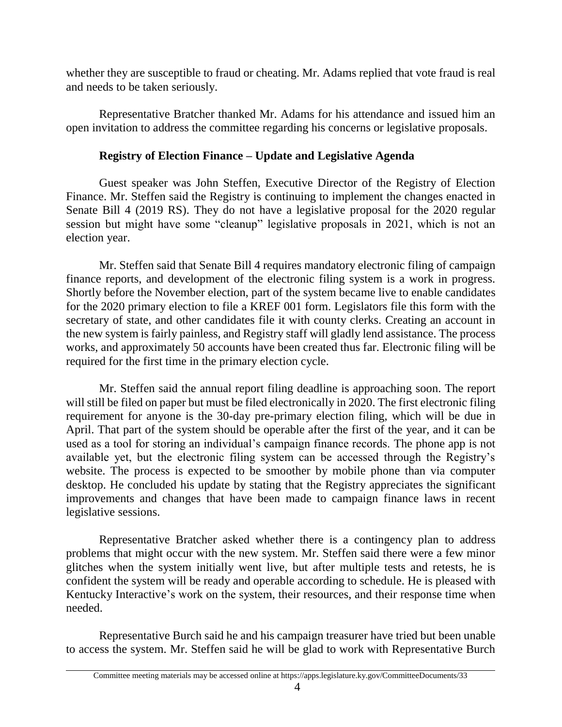whether they are susceptible to fraud or cheating. Mr. Adams replied that vote fraud is real and needs to be taken seriously.

Representative Bratcher thanked Mr. Adams for his attendance and issued him an open invitation to address the committee regarding his concerns or legislative proposals.

**Registry of Election Finance – Update and Legislative Agenda**

Guest speaker was John Steffen, Executive Director of the Registry of Election Finance. Mr. Steffen said the Registry is continuing to implement the changes enacted in Senate Bill 4 (2019 RS). They do not have a legislative proposal for the 2020 regular session but might have some "cleanup" legislative proposals in 2021, which is not an election year.

Mr. Steffen said that Senate Bill 4 requires mandatory electronic filing of campaign finance reports, and development of the electronic filing system is a work in progress. Shortly before the November election, part of the system became live to enable candidates for the 2020 primary election to file a KREF 001 form. Legislators file this form with the secretary of state, and other candidates file it with county clerks. Creating an account in the new system is fairly painless, and Registry staff will gladly lend assistance. The process works, and approximately 50 accounts have been created thus far. Electronic filing will be required for the first time in the primary election cycle.

Mr. Steffen said the annual report filing deadline is approaching soon. The report will still be filed on paper but must be filed electronically in 2020. The first electronic filing requirement for anyone is the 30-day pre-primary election filing, which will be due in April. That part of the system should be operable after the first of the year, and it can be used as a tool for storing an individual's campaign finance records. The phone app is not available yet, but the electronic filing system can be accessed through the Registry's website. The process is expected to be smoother by mobile phone than via computer desktop. He concluded his update by stating that the Registry appreciates the significant improvements and changes that have been made to campaign finance laws in recent legislative sessions.

Representative Bratcher asked whether there is a contingency plan to address problems that might occur with the new system. Mr. Steffen said there were a few minor glitches when the system initially went live, but after multiple tests and retests, he is confident the system will be ready and operable according to schedule. He is pleased with Kentucky Interactive's work on the system, their resources, and their response time when needed.

Representative Burch said he and his campaign treasurer have tried but been unable to access the system. Mr. Steffen said he will be glad to work with Representative Burch

Committee meeting materials may be accessed online at https://apps.legislature.ky.gov/CommitteeDocuments/33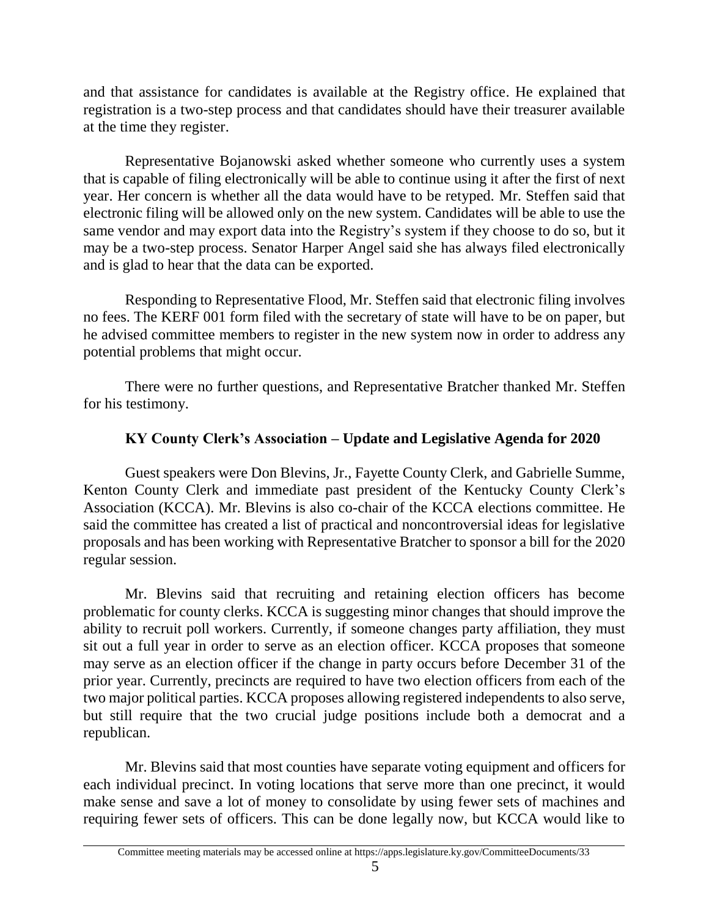and that assistance for candidates is available at the Registry office. He explained that registration is a two-step process and that candidates should have their treasurer available at the time they register.

Representative Bojanowski asked whether someone who currently uses a system that is capable of filing electronically will be able to continue using it after the first of next year. Her concern is whether all the data would have to be retyped. Mr. Steffen said that electronic filing will be allowed only on the new system. Candidates will be able to use the same vendor and may export data into the Registry's system if they choose to do so, but it may be a two-step process. Senator Harper Angel said she has always filed electronically and is glad to hear that the data can be exported.

Responding to Representative Flood, Mr. Steffen said that electronic filing involves no fees. The KERF 001 form filed with the secretary of state will have to be on paper, but he advised committee members to register in the new system now in order to address any potential problems that might occur.

There were no further questions, and Representative Bratcher thanked Mr. Steffen for his testimony.

### KY County Clerk's Association – Update and Legislative Agenda for 2020

Guest speakers were Don Blevins, Jr., Fayette County Clerk, and Gabrielle Summe, Kenton County Clerk and immediate past president of the Kentucky County Clerk's Association (KCCA). Mr. Blevins is also co-chair of the KCCA elections committee. He said the committee has created a list of practical and noncontroversial ideas for legislative proposals and has been working with Representative Bratcher to sponsor a bill for the 2020 regular session.

Mr. Blevins said that recruiting and retaining election officers has become problematic for county clerks. KCCA is suggesting minor changes that should improve the ability to recruit poll workers. Currently, if someone changes party affiliation, they must sit out a full year in order to serve as an election officer. KCCA proposes that someone may serve as an election officer if the change in party occurs before December 31 of the prior year. Currently, precincts are required to have two election officers from each of the two major political parties. KCCA proposes allowing registered independents to also serve, but still require that the two crucial judge positions include both a democrat and a republican.

Mr. Blevins said that most counties have separate voting equipment and officers for each individual precinct. In voting locations that serve more than one precinct, it would make sense and save a lot of money to consolidate by using fewer sets of machines and requiring fewer sets of officers. This can be done legally now, but KCCA would like to

Committee meeting materials may be accessed online at https://apps.legislature.ky.gov/CommitteeDocuments/33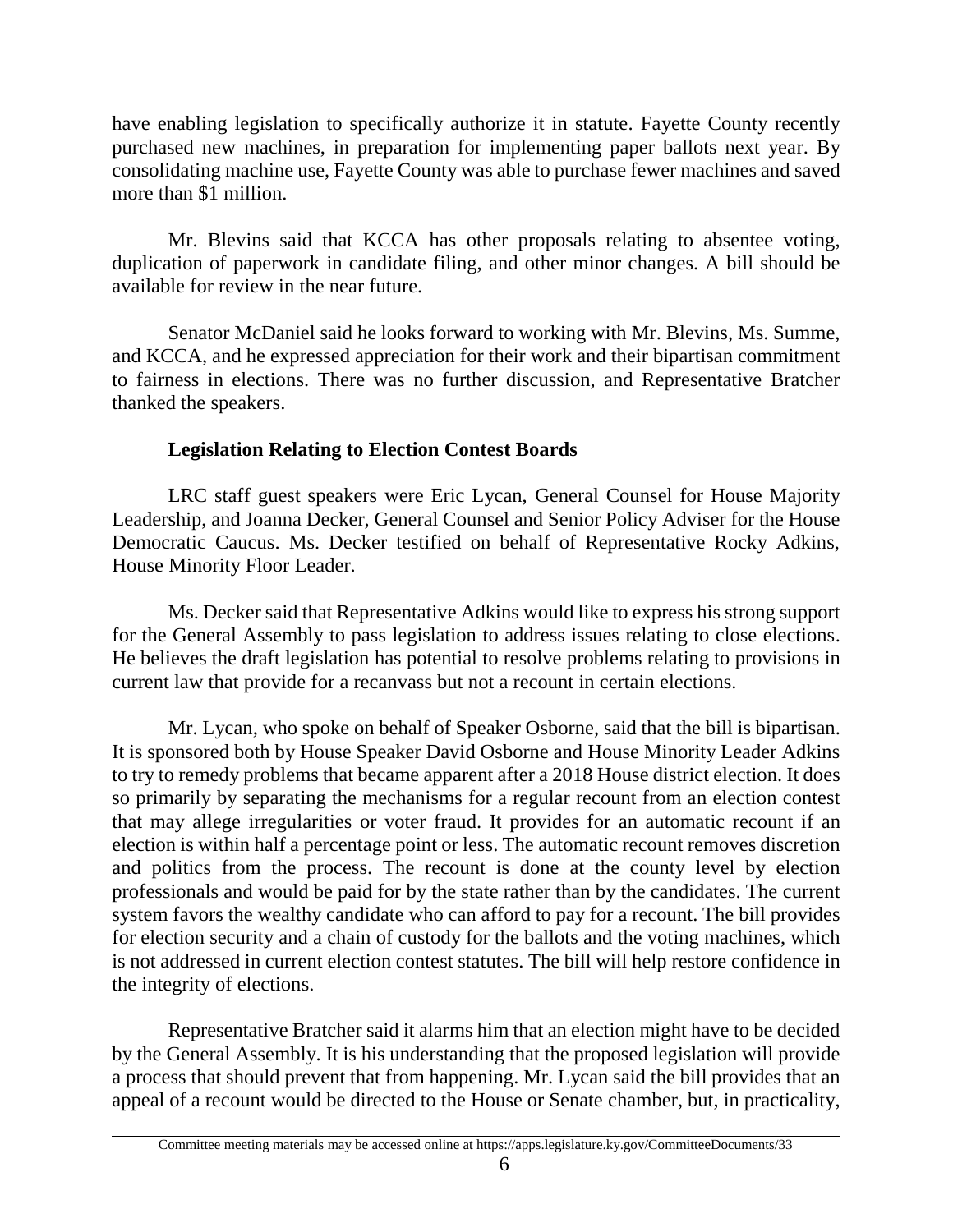have enabling legislation to specifically authorize it in statute. Fayette County recently purchased new machines, in preparation for implementing paper ballots next year. By consolidating machine use, Fayette County was able to purchase fewer machines and saved more than $1 million.

Mr. Blevins said that KCCA has other proposals relating to absentee voting, duplication of paperwork in candidate filing, and other minor changes. A bill should be available for review in the near future.

Senator McDaniel said he looks forward to working with Mr. Blevins, Ms. Summe, and KCCA, and he expressed appreciation for their work and their bipartisan commitment to fairness in elections. There was no further discussion, and Representative Bratcher thanked the speakers.

**Legislation Relating to Election Contest Boards**

LRC staff guest speakers were Eric Lycan, General Counsel for House Majority Leadership, and Joanna Decker, General Counsel and Senior Policy Adviser for the House Democratic Caucus. Ms. Decker testified on behalf of Representative Rocky Adkins, House Minority Floor Leader.

Ms. Decker said that Representative Adkins would like to express his strong support for the General Assembly to pass legislation to address issues relating to close elections. He believes the draft legislation has potential to resolve problems relating to provisions in current law that provide for a recanvass but not a recount in certain elections.

Mr. Lycan, who spoke on behalf of Speaker Osborne, said that the bill is bipartisan. It is sponsored both by House Speaker David Osborne and House Minority Leader Adkins to try to remedy problems that became apparent after a 2018 House district election. It does so primarily by separating the mechanisms for a regular recount from an election contest that may allege irregularities or voter fraud. It provides for an automatic recount if an election is within half a percentage point or less. The automatic recount removes discretion and politics from the process. The recount is done at the county level by election professionals and would be paid for by the state rather than by the candidates. The current system favors the wealthy candidate who can afford to pay for a recount. The bill provides for election security and a chain of custody for the ballots and the voting machines, which is not addressed in current election contest statutes. The bill will help restore confidence in the integrity of elections.

Representative Bratcher said it alarms him that an election might have to be decided by the General Assembly. It is his understanding that the proposed legislation will provide a process that should prevent that from happening. Mr. Lycan said the bill provides that an appeal of a recount would be directed to the House or Senate chamber, but, in practicality,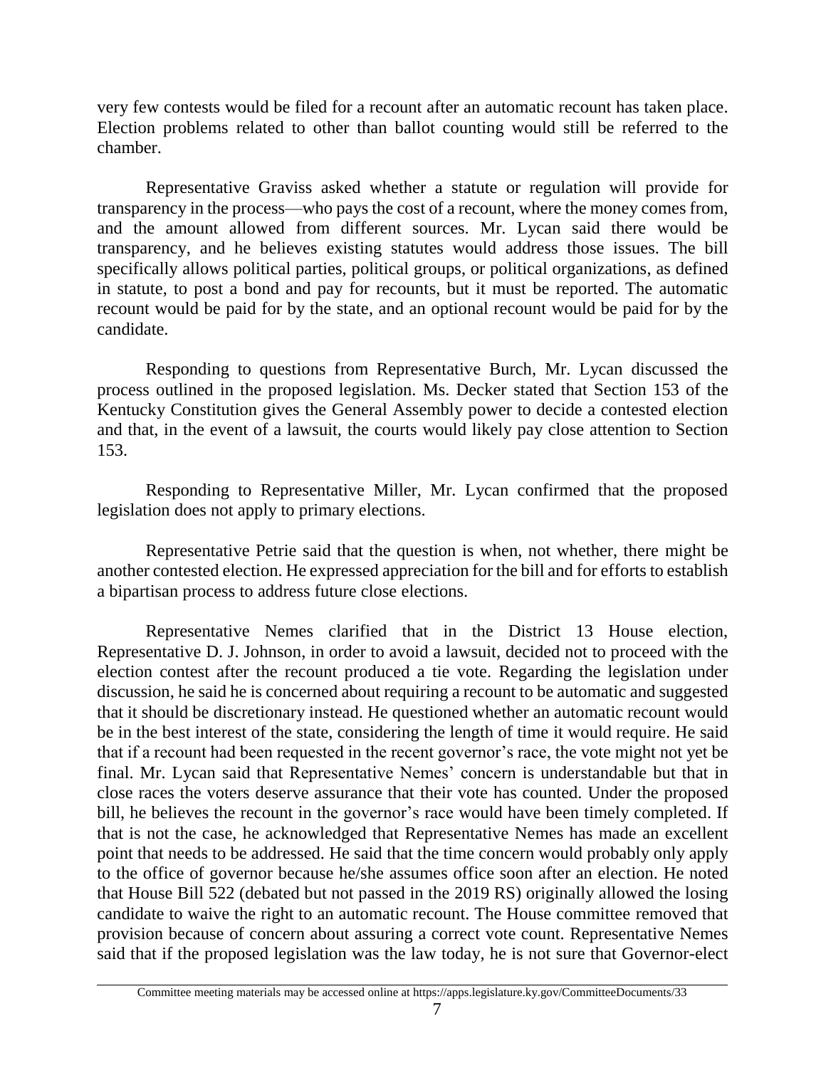very few contests would be filed for a recount after an automatic recount has taken place. Election problems related to other than ballot counting would still be referred to the chamber.

Representative Graviss asked whether a statute or regulation will provide for transparency in the process—who pays the cost of a recount, where the money comes from, and the amount allowed from different sources. Mr. Lycan said there would be transparency, and he believes existing statutes would address those issues. The bill specifically allows political parties, political groups, or political organizations, as defined in statute, to post a bond and pay for recounts, but it must be reported. The automatic recount would be paid for by the state, and an optional recount would be paid for by the candidate.

Responding to questions from Representative Burch, Mr. Lycan discussed the process outlined in the proposed legislation. Ms. Decker stated that Section 153 of the Kentucky Constitution gives the General Assembly power to decide a contested election and that, in the event of a lawsuit, the courts would likely pay close attention to Section 153.

Responding to Representative Miller, Mr. Lycan confirmed that the proposed legislation does not apply to primary elections.

Representative Petrie said that the question is when, not whether, there might be another contested election. He expressed appreciation for the bill and for efforts to establish a bipartisan process to address future close elections.

Representative Nemes clarified that in the District 13 House election, Representative D. J. Johnson, in order to avoid a lawsuit, decided not to proceed with the election contest after the recount produced a tie vote. Regarding the legislation under discussion, he said he is concerned about requiring a recount to be automatic and suggested that it should be discretionary instead. He questioned whether an automatic recount would be in the best interest of the state, considering the length of time it would require. He said that if a recount had been requested in the recent governor's race, the vote might not yet be final. Mr. Lycan said that Representative Nemes' concern is understandable but that in close races the voters deserve assurance that their vote has counted. Under the proposed bill, he believes the recount in the governor's race would have been timely completed. If that is not the case, he acknowledged that Representative Nemes has made an excellent point that needs to be addressed. He said that the time concern would probably only apply to the office of governor because he/she assumes office soon after an election. He noted that House Bill 522 (debated but not passed in the 2019 RS) originally allowed the losing candidate to waive the right to an automatic recount. The House committee removed that provision because of concern about assuring a correct vote count. Representative Nemes said that if the proposed legislation was the law today, he is not sure that Governor-elect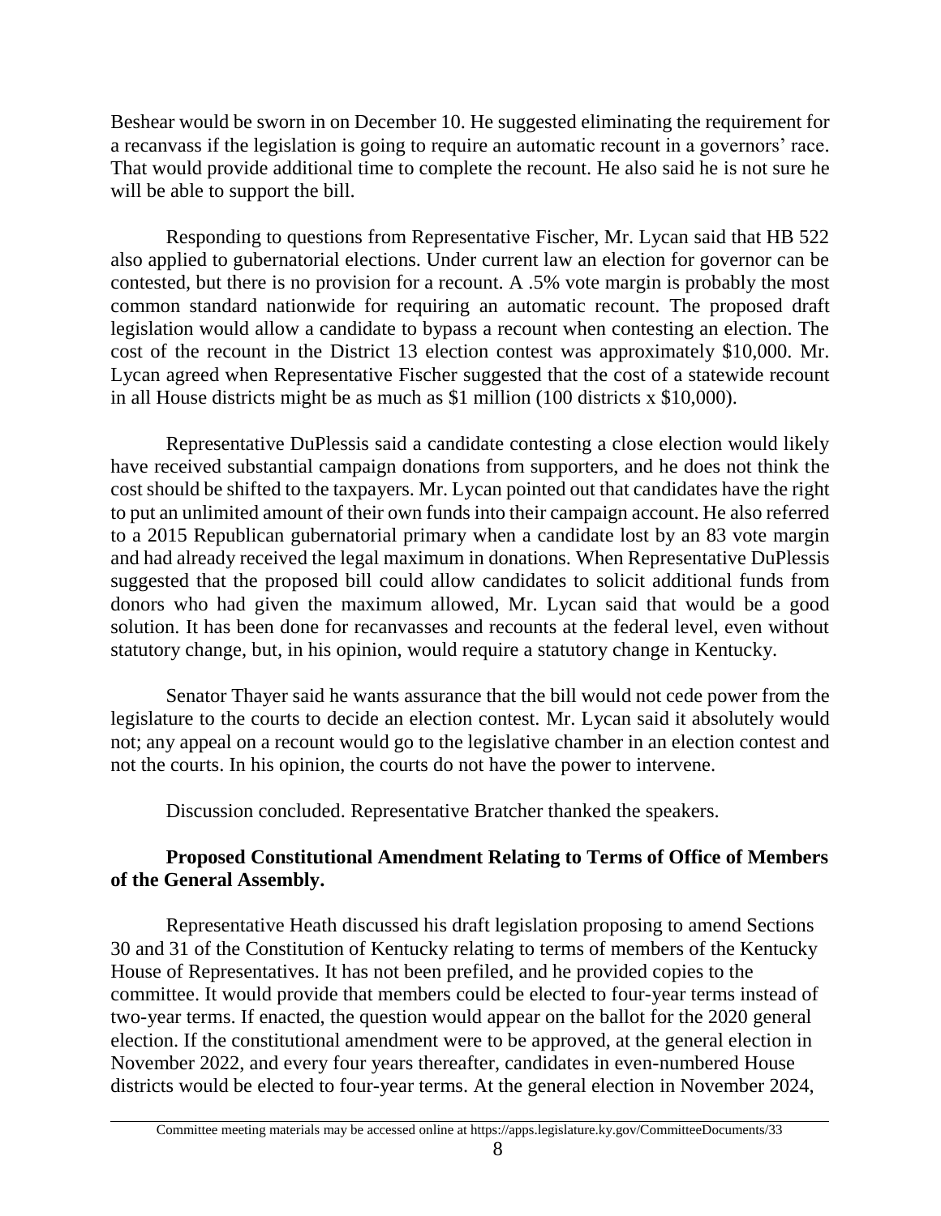Beshear would be sworn in on December 10. He suggested eliminating the requirement for a recanvass if the legislation is going to require an automatic recount in a governors' race. That would provide additional time to complete the recount. He also said he is not sure he will be able to support the bill.

Responding to questions from Representative Fischer, Mr. Lycan said that HB 522 also applied to gubernatorial elections. Under current law an election for governor can be contested, but there is no provision for a recount. A .5% vote margin is probably the most common standard nationwide for requiring an automatic recount. The proposed draft legislation would allow a candidate to bypass a recount when contesting an election. The cost of the recount in the District 13 election contest was approximately $10,000. Mr. Lycan agreed when Representative Fischer suggested that the cost of a statewide recount in all House districts might be as much as $1 million (100 districts x $10,000).

Representative DuPlessis said a candidate contesting a close election would likely have received substantial campaign donations from supporters, and he does not think the cost should be shifted to the taxpayers. Mr. Lycan pointed out that candidates have the right to put an unlimited amount of their own funds into their campaign account. He also referred to a 2015 Republican gubernatorial primary when a candidate lost by an 83 vote margin and had already received the legal maximum in donations. When Representative DuPlessis suggested that the proposed bill could allow candidates to solicit additional funds from donors who had given the maximum allowed, Mr. Lycan said that would be a good solution. It has been done for recanvasses and recounts at the federal level, even without statutory change, but, in his opinion, would require a statutory change in Kentucky.

Senator Thayer said he wants assurance that the bill would not cede power from the legislature to the courts to decide an election contest. Mr. Lycan said it absolutely would not; any appeal on a recount would go to the legislative chamber in an election contest and not the courts. In his opinion, the courts do not have the power to intervene.

Discussion concluded. Representative Bratcher thanked the speakers.

**Proposed Constitutional Amendment Relating to Terms of Office of Members of the General Assembly.**

Representative Heath discussed his draft legislation proposing to amend Sections 30 and 31 of the Constitution of Kentucky relating to terms of members of the Kentucky House of Representatives. It has not been prefiled, and he provided copies to the committee. It would provide that members could be elected to four-year terms instead of two-year terms. If enacted, the question would appear on the ballot for the 2020 general election. If the constitutional amendment were to be approved, at the general election in November 2022, and every four years thereafter, candidates in even-numbered House districts would be elected to four-year terms. At the general election in November 2024,

Committee meeting materials may be accessed online at https://apps.legislature.ky.gov/CommitteeDocuments/33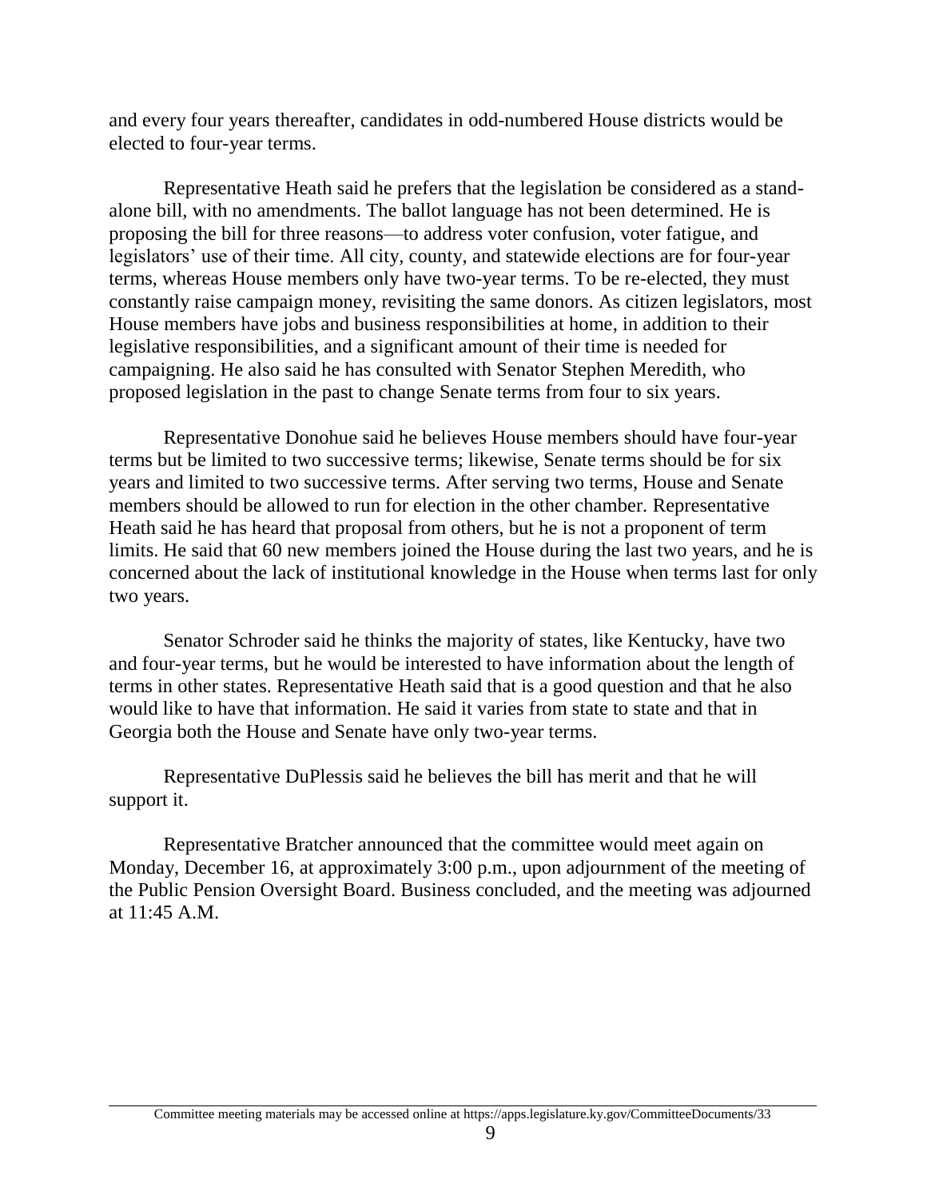and every four years thereafter, candidates in odd-numbered House districts would be elected to four-year terms.

Representative Heath said he prefers that the legislation be considered as a stand-alone bill, with no amendments. The ballot language has not been determined. He is proposing the bill for three reasons—to address voter confusion, voter fatigue, and legislators' use of their time. All city, county, and statewide elections are for four-year terms, whereas House members only have two-year terms. To be re-elected, they must constantly raise campaign money, revisiting the same donors. As citizen legislators, most House members have jobs and business responsibilities at home, in addition to their legislative responsibilities, and a significant amount of their time is needed for campaigning. He also said he has consulted with Senator Stephen Meredith, who proposed legislation in the past to change Senate terms from four to six years.

Representative Donohue said he believes House members should have four-year terms but be limited to two successive terms; likewise, Senate terms should be for six years and limited to two successive terms. After serving two terms, House and Senate members should be allowed to run for election in the other chamber. Representative Heath said he has heard that proposal from others, but he is not a proponent of term limits. He said that 60 new members joined the House during the last two years, and he is concerned about the lack of institutional knowledge in the House when terms last for only two years.

Senator Schroder said he thinks the majority of states, like Kentucky, have two and four-year terms, but he would be interested to have information about the length of terms in other states. Representative Heath said that is a good question and that he also would like to have that information. He said it varies from state to state and that in Georgia both the House and Senate have only two-year terms.

Representative DuPlessis said he believes the bill has merit and that he will support it.

Representative Bratcher announced that the committee would meet again on Monday, December 16, at approximately 3:00 p.m., upon adjournment of the meeting of the Public Pension Oversight Board. Business concluded, and the meeting was adjourned at 11:45 A.M.

Committee meeting materials may be accessed online at https://apps.legislature.ky.gov/CommitteeDocuments/33